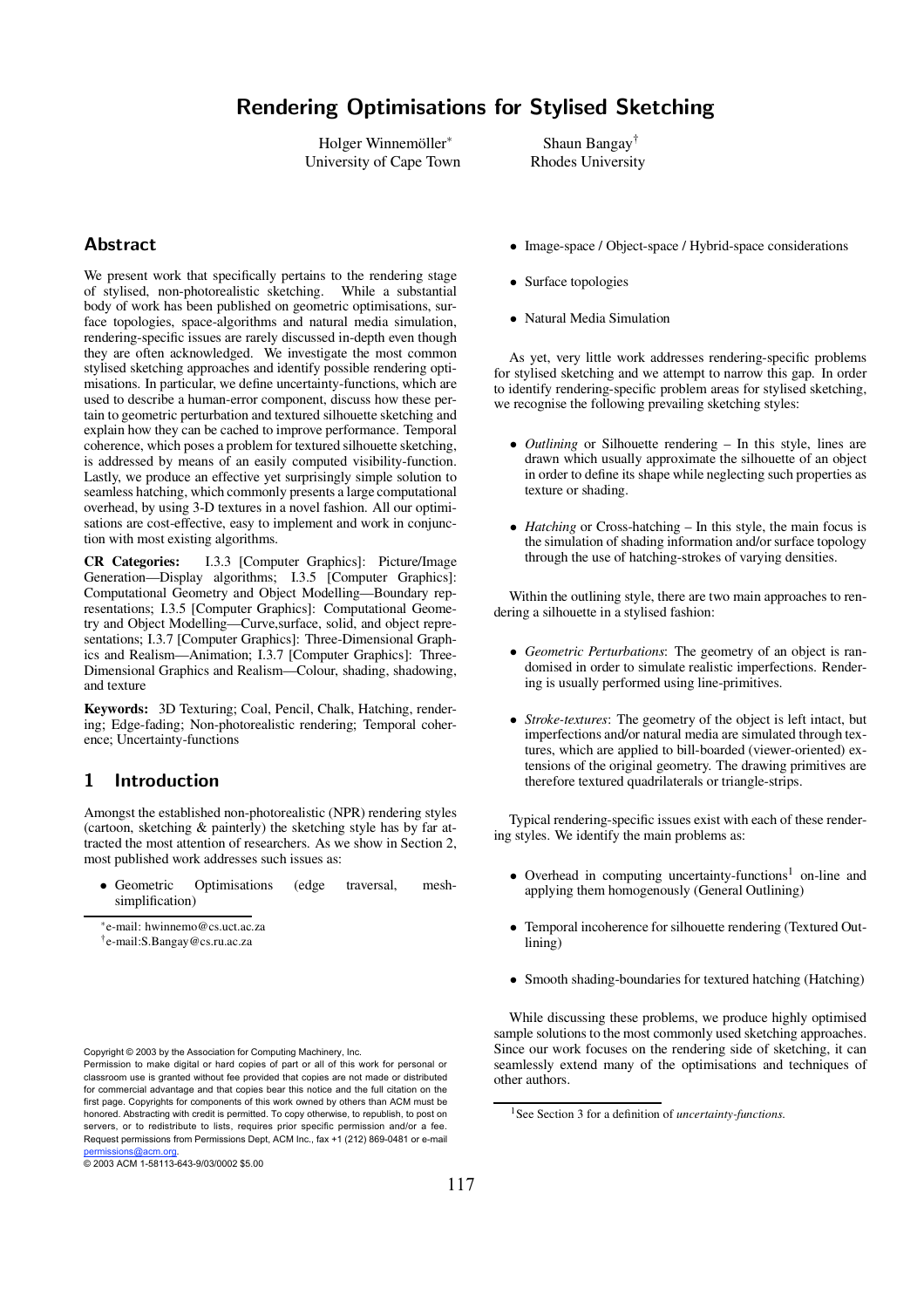# Rendering Optimisations for Stylised Sketching

Holger Winnemöller* — University of Cape Town

Shaun Bangay† — Rhodes University

## Abstract

We present work that specifically pertains to the rendering stage of stylised, non-photorealistic sketching. While a substantial body of work has been published on geometric optimisations, surface topologies, space-algorithms and natural media simulation, rendering-specific issues are rarely discussed in-depth even though they are often acknowledged. We investigate the most common stylised sketching approaches and identify possible rendering optimisations. In particular, we define uncertainty-functions, which are used to describe a human-error component, discuss how these pertain to geometric perturbation and textured silhouette sketching and explain how they can be cached to improve performance. Temporal coherence, which poses a problem for textured silhouette sketching, is addressed by means of an easily computed visibility-function. Lastly, we produce an effective yet surprisingly simple solution to seamless hatching, which commonly presents a large computational overhead, by using 3-D textures in a novel fashion. All our optimisations are cost-effective, easy to implement and work in conjunction with most existing algorithms.

**CR Categories:** I.3.3 [Computer Graphics]: Picture/Image Generation—Display algorithms; I.3.5 [Computer Graphics]: Computational Geometry and Object Modelling—Boundary representations; I.3.5 [Computer Graphics]: Computational Geometry and Object Modelling—Curve,surface, solid, and object representations; I.3.7 [Computer Graphics]: Three-Dimensional Graphics and Realism—Animation; I.3.7 [Computer Graphics]: Three-Dimensional Graphics and Realism—Colour, shading, shadowing, and texture

**Keywords:** 3D Texturing; Coal, Pencil, Chalk, Hatching, rendering; Edge-fading; Non-photorealistic rendering; Temporal coherence; Uncertainty-functions

## 1 Introduction

Amongst the established non-photorealistic (NPR) rendering styles (cartoon, sketching & painterly) the sketching style has by far attracted the most attention of researchers. As we show in Section 2, most published work addresses such issues as:

- Geometric Optimisations (edge traversal, mesh-simplification)
- Image-space / Object-space / Hybrid-space considerations
- Surface topologies
- Natural Media Simulation

As yet, very little work addresses rendering-specific problems for stylised sketching and we attempt to narrow this gap. In order to identify rendering-specific problem areas for stylised sketching, we recognise the following prevailing sketching styles:

- *Outlining* or Silhouette rendering – In this style, lines are drawn which usually approximate the silhouette of an object in order to define its shape while neglecting such properties as texture or shading.
- *Hatching* or Cross-hatching – In this style, the main focus is the simulation of shading information and/or surface topology through the use of hatching-strokes of varying densities.

Within the outlining style, there are two main approaches to rendering a silhouette in a stylised fashion:

- *Geometric Perturbations*: The geometry of an object is randomised in order to simulate realistic imperfections. Rendering is usually performed using line-primitives.
- *Stroke-textures*: The geometry of the object is left intact, but imperfections and/or natural media are simulated through textures, which are applied to bill-boarded (viewer-oriented) extensions of the original geometry. The drawing primitives are therefore textured quadrilaterals or triangle-strips.

Typical rendering-specific issues exist with each of these rendering styles. We identify the main problems as:

- Overhead in computing uncertainty-functions[1] on-line and applying them homogenously (General Outlining)
- Temporal incoherence for silhouette rendering (Textured Outlining)
- Smooth shading-boundaries for textured hatching (Hatching)

While discussing these problems, we produce highly optimised sample solutions to the most commonly used sketching approaches. Since our work focuses on the rendering side of sketching, it can seamlessly extend many of the optimisations and techniques of other authors.

*e-mail: hwinnemo@cs.uct.ac.za

†e-mail:S.Bangay@cs.ru.ac.za

[1] See Section 3 for a definition of *uncertainty-functions*.

Copyright © 2003 by the Association for Computing Machinery, Inc.
Permission to make digital or hard copies of part or all of this work for personal or classroom use is granted without fee provided that copies are not made or distributed for commercial advantage and that copies bear this notice and the full citation on the first page. Copyrights for components of this work owned by others than ACM must be honored. Abstracting with credit is permitted. To copy otherwise, to republish, to post on servers, or to redistribute to lists, requires prior specific permission and/or a fee. Request permissions from Permissions Dept, ACM Inc., fax +1 (212) 869-0481 or e-mail permissions@acm.org.
© 2003 ACM 1-58113-643-9/03/0002 $5.00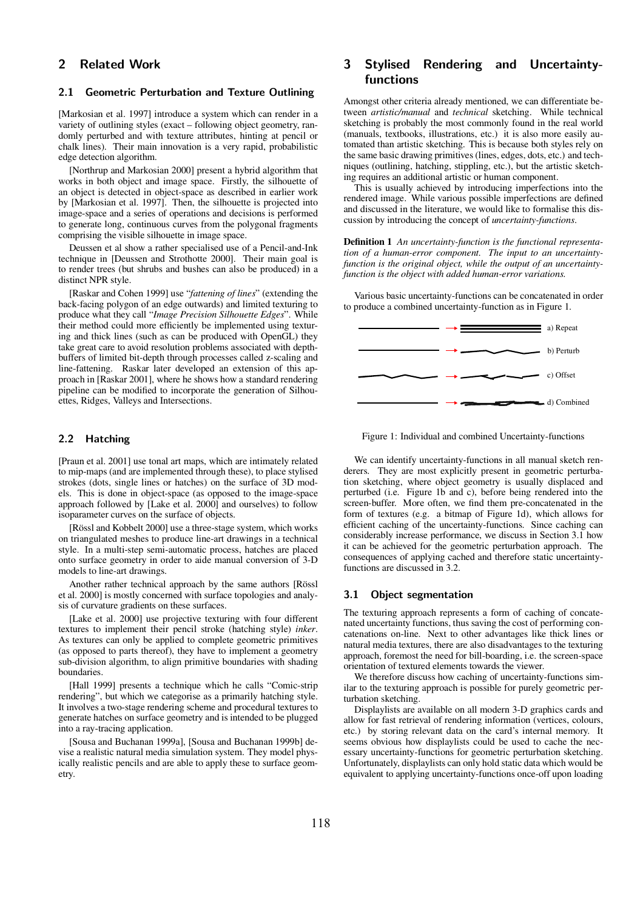## 2 Related Work

### 2.1 Geometric Perturbation and Texture Outlining

[Markosian et al. 1997] introduce a system which can render in a variety of outlining styles (exact – following object geometry, randomly perturbed and with texture attributes, hinting at pencil or chalk lines). Their main innovation is a very rapid, probabilistic edge detection algorithm.

[Northrup and Markosian 2000] present a hybrid algorithm that works in both object and image space. Firstly, the silhouette of an object is detected in object-space as described in earlier work by [Markosian et al. 1997]. Then, the silhouette is projected into image-space and a series of operations and decisions is performed to generate long, continuous curves from the polygonal fragments comprising the visible silhouette in image space.

Deussen et al show a rather specialised use of a Pencil-and-Ink technique in [Deussen and Strothotte 2000]. Their main goal is to render trees (but shrubs and bushes can also be produced) in a distinct NPR style.

[Raskar and Cohen 1999] use "*fattening of lines*" (extending the back-facing polygon of an edge outwards) and limited texturing to produce what they call "*Image Precision Silhouette Edges*". While their method could more efficiently be implemented using texturing and thick lines (such as can be produced with OpenGL) they take great care to avoid resolution problems associated with depth-buffers of limited bit-depth through processes called z-scaling and line-fattening. Raskar later developed an extension of this approach in [Raskar 2001], where he shows how a standard rendering pipeline can be modified to incorporate the generation of Silhouettes, Ridges, Valleys and Intersections.

### 2.2 Hatching

[Praun et al. 2001] use tonal art maps, which are intimately related to mip-maps (and are implemented through these), to place stylised strokes (dots, single lines or hatches) on the surface of 3D models. This is done in object-space (as opposed to the image-space approach followed by [Lake et al. 2000] and ourselves) to follow isoparameter curves on the surface of objects.

[Rössl and Kobbelt 2000] use a three-stage system, which works on triangulated meshes to produce line-art drawings in a technical style. In a multi-step semi-automatic process, hatches are placed onto surface geometry in order to aide manual conversion of 3-D models to line-art drawings.

Another rather technical approach by the same authors [Rössl et al. 2000] is mostly concerned with surface topologies and analysis of curvature gradients on these surfaces.

[Lake et al. 2000] use projective texturing with four different textures to implement their pencil stroke (hatching style) *inker*. As textures can only be applied to complete geometric primitives (as opposed to parts thereof), they have to implement a geometry sub-division algorithm, to align primitive boundaries with shading boundaries.

[Hall 1999] presents a technique which he calls "Comic-strip rendering", but which we categorise as a primarily hatching style. It involves a two-stage rendering scheme and procedural textures to generate hatches on surface geometry and is intended to be plugged into a ray-tracing application.

[Sousa and Buchanan 1999a], [Sousa and Buchanan 1999b] devise a realistic natural media simulation system. They model physically realistic pencils and are able to apply these to surface geometry.

## 3 Stylised Rendering and Uncertainty-functions

Amongst other criteria already mentioned, we can differentiate between *artistic/manual* and *technical* sketching. While technical sketching is probably the most commonly found in the real world (manuals, textbooks, illustrations, etc.) it is also more easily automated than artistic sketching. This is because both styles rely on the same basic drawing primitives (lines, edges, dots, etc.) and techniques (outlining, hatching, stippling, etc.), but the artistic sketching requires an additional artistic or human component.

This is usually achieved by introducing imperfections into the rendered image. While various possible imperfections are defined and discussed in the literature, we would like to formalise this discussion by introducing the concept of *uncertainty-functions*.

**Definition 1** *An uncertainty-function is the functional representation of a human-error component. The input to an uncertainty-function is the original object, while the output of an uncertainty-function is the object with added human-error variations.*

Various basic uncertainty-functions can be concatenated in order to produce a combined uncertainty-function as in Figure 1.

a) Repeat
b) Perturb
c) Offset
d) Combined

Figure 1: Individual and combined Uncertainty-functions

We can identify uncertainty-functions in all manual sketch renderers. They are most explicitly present in geometric perturbation sketching, where object geometry is usually displaced and perturbed (i.e. Figure 1b and c), before being rendered into the screen-buffer. More often, we find them pre-concatenated in the form of textures (e.g. a bitmap of Figure 1d), which allows for efficient caching of the uncertainty-functions. Since caching can considerably increase performance, we discuss in Section 3.1 how it can be achieved for the geometric perturbation approach. The consequences of applying cached and therefore static uncertainty-functions are discussed in 3.2.

### 3.1 Object segmentation

The texturing approach represents a form of caching of concatenated uncertainty functions, thus saving the cost of performing concatenations on-line. Next to other advantages like thick lines or natural media textures, there are also disadvantages to the texturing approach, foremost the need for bill-boarding, i.e. the screen-space orientation of textured elements towards the viewer.

We therefore discuss how caching of uncertainty-functions similar to the texturing approach is possible for purely geometric perturbation sketching.

Displaylists are available on all modern 3-D graphics cards and allow for fast retrieval of rendering information (vertices, colours, etc.) by storing relevant data on the card's internal memory. It seems obvious how displaylists could be used to cache the necessary uncertainty-functions for geometric perturbation sketching. Unfortunately, displaylists can only hold static data which would be equivalent to applying uncertainty-functions once-off upon loading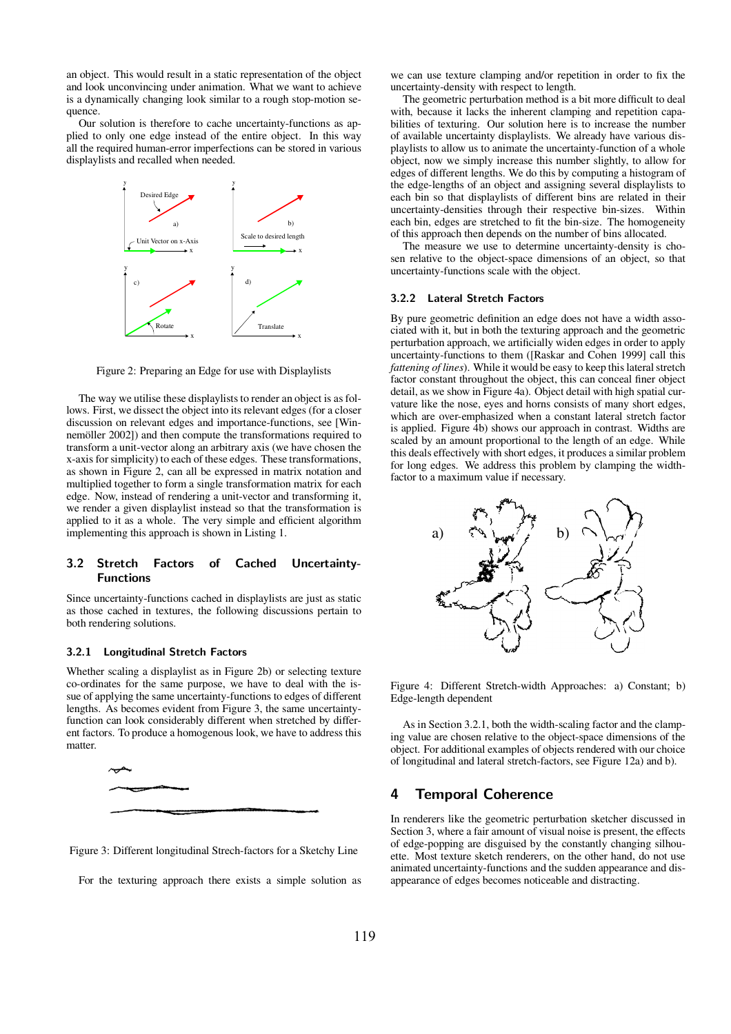an object. This would result in a static representation of the object and look unconvincing under animation. What we want to achieve is a dynamically changing look similar to a rough stop-motion sequence.

Our solution is therefore to cache uncertainty-functions as applied to only one edge instead of the entire object. In this way all the required human-error imperfections can be stored in various displaylists and recalled when needed.

Figure 2: Preparing an Edge for use with Displaylists

The way we utilise these displaylists to render an object is as follows. First, we dissect the object into its relevant edges (for a closer discussion on relevant edges and importance-functions, see [Winnemöller 2002]) and then compute the transformations required to transform a unit-vector along an arbitrary axis (we have chosen the x-axis for simplicity) to each of these edges. These transformations, as shown in Figure 2, can all be expressed in matrix notation and multiplied together to form a single transformation matrix for each edge. Now, instead of rendering a unit-vector and transforming it, we render a given displaylist instead so that the transformation is applied to it as a whole. The very simple and efficient algorithm implementing this approach is shown in Listing 1.

## 3.2 Stretch Factors of Cached Uncertainty-Functions

Since uncertainty-functions cached in displaylists are just as static as those cached in textures, the following discussions pertain to both rendering solutions.

### 3.2.1 Longitudinal Stretch Factors

Whether scaling a displaylist as in Figure 2b) or selecting texture co-ordinates for the same purpose, we have to deal with the issue of applying the same uncertainty-functions to edges of different lengths. As becomes evident from Figure 3, the same uncertainty-function can look considerably different when stretched by different factors. To produce a homogenous look, we have to address this matter.

Figure 3: Different longitudinal Strech-factors for a Sketchy Line

For the texturing approach there exists a simple solution as we can use texture clamping and/or repetition in order to fix the uncertainty-density with respect to length.

The geometric perturbation method is a bit more difficult to deal with, because it lacks the inherent clamping and repetition capabilities of texturing. Our solution here is to increase the number of available uncertainty displaylists. We already have various displaylists to allow us to animate the uncertainty-function of a whole object, now we simply increase this number slightly, to allow for edges of different lengths. We do this by computing a histogram of the edge-lengths of an object and assigning several displaylists to each bin so that displaylists of different bins are related in their uncertainty-densities through their respective bin-sizes. Within each bin, edges are stretched to fit the bin-size. The homogeneity of this approach then depends on the number of bins allocated.

The measure we use to determine uncertainty-density is chosen relative to the object-space dimensions of an object, so that uncertainty-functions scale with the object.

### 3.2.2 Lateral Stretch Factors

By pure geometric definition an edge does not have a width associated with it, but in both the texturing approach and the geometric perturbation approach, we artificially widen edges in order to apply uncertainty-functions to them ([Raskar and Cohen 1999] call this *fattening of lines*). While it would be easy to keep this lateral stretch factor constant throughout the object, this can conceal finer object detail, as we show in Figure 4a). Object detail with high spatial curvature like the nose, eyes and horns consists of many short edges, which are over-emphasized when a constant lateral stretch factor is applied. Figure 4b) shows our approach in contrast. Widths are scaled by an amount proportional to the length of an edge. While this deals effectively with short edges, it produces a similar problem for long edges. We address this problem by clamping the width-factor to a maximum value if necessary.

Figure 4: Different Stretch-width Approaches: a) Constant; b) Edge-length dependent

As in Section 3.2.1, both the width-scaling factor and the clamping value are chosen relative to the object-space dimensions of the object. For additional examples of objects rendered with our choice of longitudinal and lateral stretch-factors, see Figure 12a) and b).

# 4 Temporal Coherence

In renderers like the geometric perturbation sketcher discussed in Section 3, where a fair amount of visual noise is present, the effects of edge-popping are disguised by the constantly changing silhouette. Most texture sketch renderers, on the other hand, do not use animated uncertainty-functions and the sudden appearance and disappearance of edges becomes noticeable and distracting.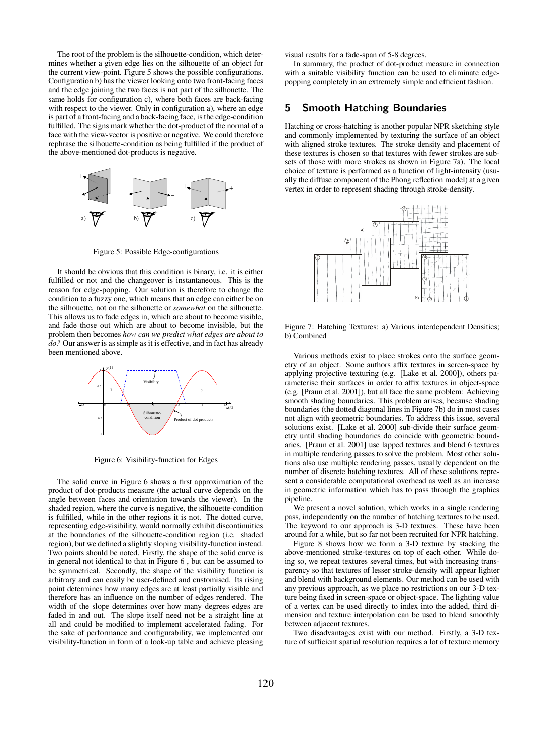The root of the problem is the silhouette-condition, which determines whether a given edge lies on the silhouette of an object for the current view-point. Figure 5 shows the possible configurations. Configuration b) has the viewer looking onto two front-facing faces and the edge joining the two faces is not part of the silhouette. The same holds for configuration c), where both faces are back-facing with respect to the viewer. Only in configuration a), where an edge is part of a front-facing and a back-facing face, is the edge-condition fulfilled. The signs mark whether the dot-product of the normal of a face with the view-vector is positive or negative. We could therefore rephrase the silhouette-condition as being fulfilled if the product of the above-mentioned dot-products is negative.

Figure 5: Possible Edge-configurations

It should be obvious that this condition is binary, i.e. it is either fulfilled or not and the changeover is instantaneous. This is the reason for edge-popping. Our solution is therefore to change the condition to a fuzzy one, which means that an edge can either be on the silhouette, not on the silhouette or *somewhat* on the silhouette. This allows us to fade edges in, which are about to become visible, and fade those out which are about to become invisible, but the problem then becomes *how can we predict what edges are about to do?* Our answer is as simple as it is effective, and in fact has already been mentioned above.

Figure 6: Visibility-function for Edges

The solid curve in Figure 6 shows a first approximation of the product of dot-products measure (the actual curve depends on the angle between faces and orientation towards the viewer). In the shaded region, where the curve is negative, the silhouette-condition is fulfilled, while in the other regions it is not. The dotted curve, representing edge-visibility, would normally exhibit discontinuities at the boundaries of the silhouette-condition region (i.e. shaded region), but we defined a slightly sloping visibility-function instead. Two points should be noted. Firstly, the shape of the solid curve is in general not identical to that in Figure 6 , but can be assumed to be symmetrical. Secondly, the shape of the visibility function is arbitrary and can easily be user-defined and customised. Its rising point determines how many edges are at least partially visible and therefore has an influence on the number of edges rendered. The width of the slope determines over how many degrees edges are faded in and out. The slope itself need not be a straight line at all and could be modified to implement accelerated fading. For the sake of performance and configurability, we implemented our visibility-function in form of a look-up table and achieve pleasing visual results for a fade-span of 5-8 degrees.

In summary, the product of dot-product measure in connection with a suitable visibility function can be used to eliminate edge-popping completely in an extremely simple and efficient fashion.

## 5 Smooth Hatching Boundaries

Hatching or cross-hatching is another popular NPR sketching style and commonly implemented by texturing the surface of an object with aligned stroke textures. The stroke density and placement of these textures is chosen so that textures with fewer strokes are subsets of those with more strokes as shown in Figure 7a). The local choice of texture is performed as a function of light-intensity (usually the diffuse component of the Phong reflection model) at a given vertex in order to represent shading through stroke-density.

Figure 7: Hatching Textures: a) Various interdependent Densities; b) Combined

Various methods exist to place strokes onto the surface geometry of an object. Some authors affix textures in screen-space by applying projective texturing (e.g. [Lake et al. 2000]), others parameterise their surfaces in order to affix textures in object-space (e.g. [Praun et al. 2001]), but all face the same problem: Achieving smooth shading boundaries. This problem arises, because shading boundaries (the dotted diagonal lines in Figure 7b) do in most cases not align with geometric boundaries. To address this issue, several solutions exist. [Lake et al. 2000] sub-divide their surface geometry until shading boundaries do coincide with geometric boundaries. [Praun et al. 2001] use lapped textures and blend 6 textures in multiple rendering passes to solve the problem. Most other solutions also use multiple rendering passes, usually dependent on the number of discrete hatching textures. All of these solutions represent a considerable computational overhead as well as an increase in geometric information which has to pass through the graphics pipeline.

We present a novel solution, which works in a single rendering pass, independently on the number of hatching textures to be used. The keyword to our approach is 3-D textures. These have been around for a while, but so far not been recruited for NPR hatching.

Figure 8 shows how we form a 3-D texture by stacking the above-mentioned stroke-textures on top of each other. While doing so, we repeat textures several times, but with increasing transparency so that textures of lesser stroke-density will appear lighter and blend with background elements. Our method can be used with any previous approach, as we place no restrictions on our 3-D texture being fixed in screen-space or object-space. The lighting value of a vertex can be used directly to index into the added, third dimension and texture interpolation can be used to blend smoothly between adjacent textures.

Two disadvantages exist with our method. Firstly, a 3-D texture of sufficient spatial resolution requires a lot of texture memory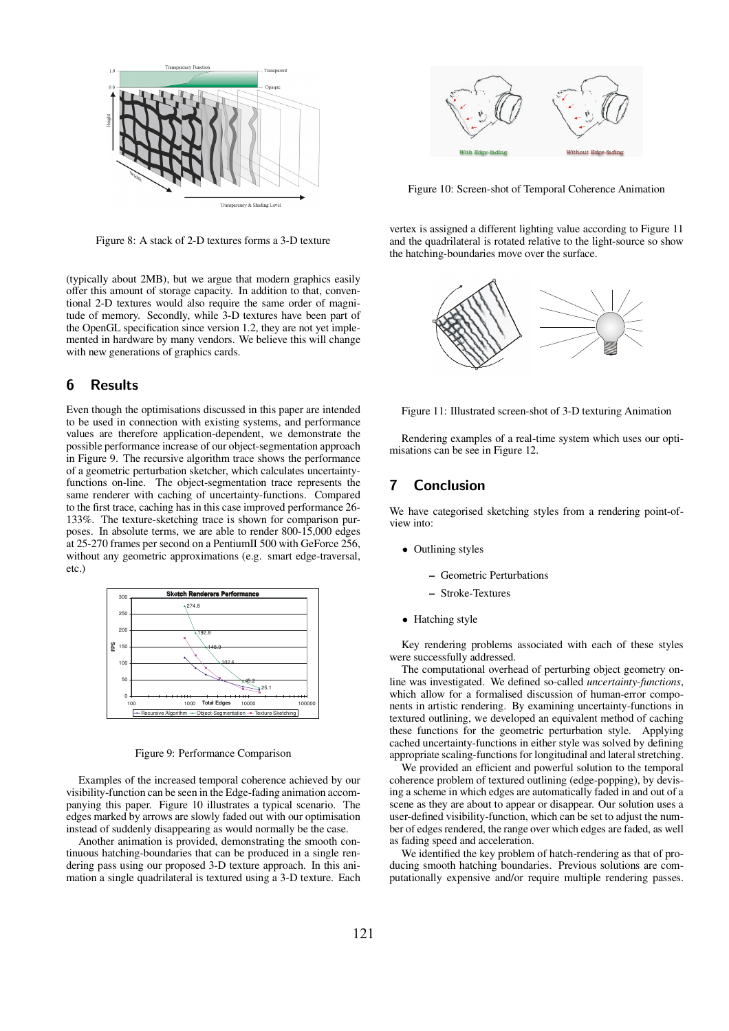Figure 8: A stack of 2-D textures forms a 3-D texture

(typically about 2MB), but we argue that modern graphics easily offer this amount of storage capacity. In addition to that, conventional 2-D textures would also require the same order of magnitude of memory. Secondly, while 3-D textures have been part of the OpenGL specification since version 1.2, they are not yet implemented in hardware by many vendors. We believe this will change with new generations of graphics cards.

## 6 Results

Even though the optimisations discussed in this paper are intended to be used in connection with existing systems, and performance values are therefore application-dependent, we demonstrate the possible performance increase of our object-segmentation approach in Figure 9. The recursive algorithm trace shows the performance of a geometric perturbation sketcher, which calculates uncertainty-functions on-line. The object-segmentation trace represents the same renderer with caching of uncertainty-functions. Compared to the first trace, caching has in this case improved performance 26-133%. The texture-sketching trace is shown for comparison purposes. In absolute terms, we are able to render 800-15,000 edges at 25-270 frames per second on a PentiumII 500 with GeForce 256, without any geometric approximations (e.g. smart edge-traversal, etc.)

Figure 9: Performance Comparison

Examples of the increased temporal coherence achieved by our visibility-function can be seen in the Edge-fading animation accompanying this paper. Figure 10 illustrates a typical scenario. The edges marked by arrows are slowly faded out with our optimisation instead of suddenly disappearing as would normally be the case.

Another animation is provided, demonstrating the smooth continuous hatching-boundaries that can be produced in a single rendering pass using our proposed 3-D texture approach. In this animation a single quadrilateral is textured using a 3-D texture. Each vertex is assigned a different lighting value according to Figure 11 and the quadrilateral is rotated relative to the light-source so show the hatching-boundaries move over the surface.

Figure 10: Screen-shot of Temporal Coherence Animation

Figure 11: Illustrated screen-shot of 3-D texturing Animation

Rendering examples of a real-time system which uses our optimisations can be see in Figure 12.

## 7 Conclusion

We have categorised sketching styles from a rendering point-of-view into:

- Outlining styles
  - Geometric Perturbations
  - Stroke-Textures
- Hatching style

Key rendering problems associated with each of these styles were successfully addressed.

The computational overhead of perturbing object geometry on-line was investigated. We defined so-called *uncertainty-functions*, which allow for a formalised discussion of human-error components in artistic rendering. By examining uncertainty-functions in textured outlining, we developed an equivalent method of caching these functions for the geometric perturbation style. Applying cached uncertainty-functions in either style was solved by defining appropriate scaling-functions for longitudinal and lateral stretching.

We provided an efficient and powerful solution to the temporal coherence problem of textured outlining (edge-popping), by devising a scheme in which edges are automatically faded in and out of a scene as they are about to appear or disappear. Our solution uses a user-defined visibility-function, which can be set to adjust the number of edges rendered, the range over which edges are faded, as well as fading speed and acceleration.

We identified the key problem of hatch-rendering as that of producing smooth hatching boundaries. Previous solutions are computationally expensive and/or require multiple rendering passes.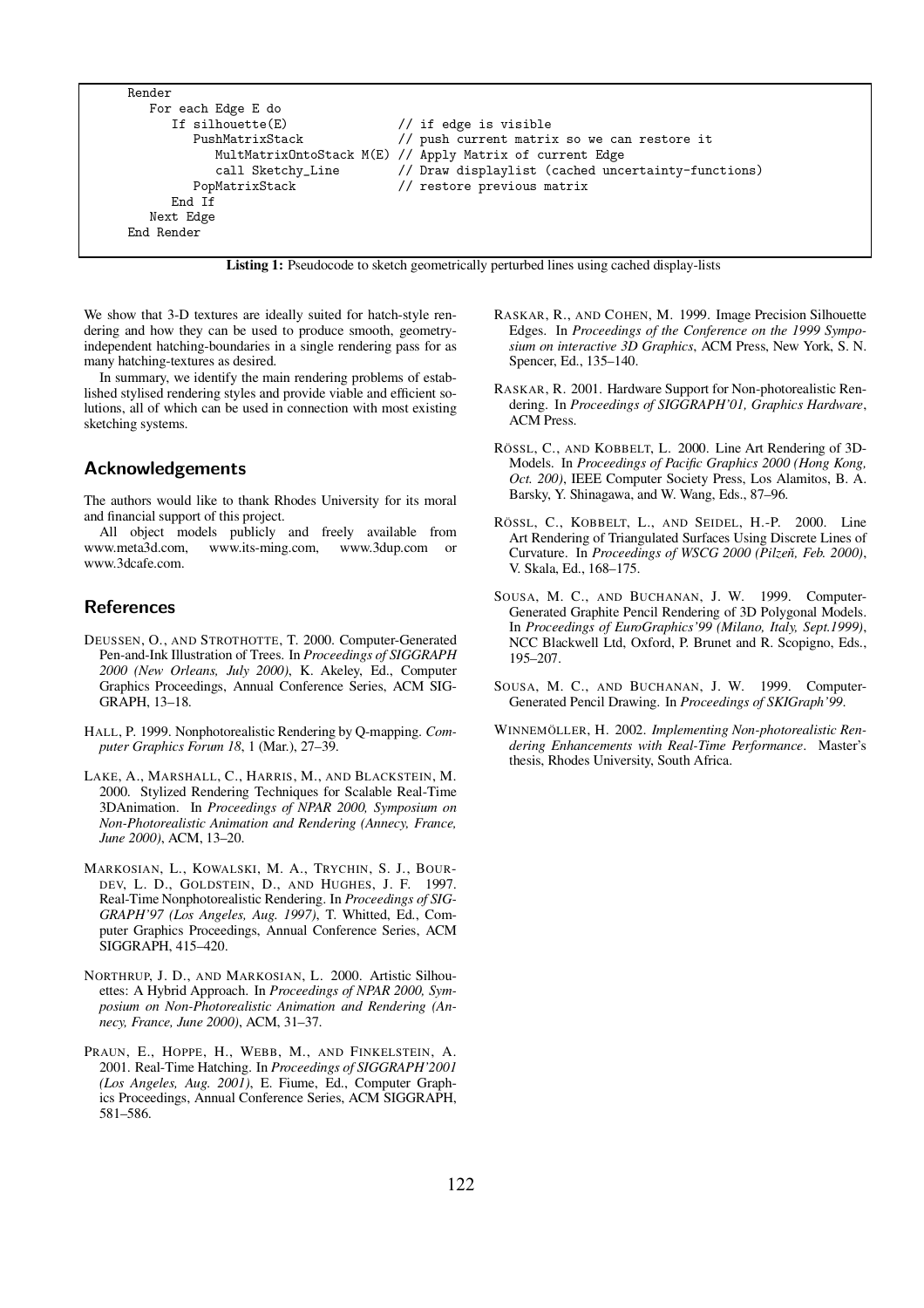```
Render
   For each Edge E do
      If silhouette(E)               // if edge is visible
         PushMatrixStack             // push current matrix so we can restore it
            MultMatrixOntoStack M(E) // Apply Matrix of current Edge
            call Sketchy_Line        // Draw displaylist (cached uncertainty-functions)
         PopMatrixStack              // restore previous matrix
      End If
   Next Edge
End Render
```

**Listing 1:** Pseudocode to sketch geometrically perturbed lines using cached display-lists

We show that 3-D textures are ideally suited for hatch-style rendering and how they can be used to produce smooth, geometry-independent hatching-boundaries in a single rendering pass for as many hatching-textures as desired.

In summary, we identify the main rendering problems of established stylised rendering styles and provide viable and efficient solutions, all of which can be used in connection with most existing sketching systems.

## Acknowledgements

The authors would like to thank Rhodes University for its moral and financial support of this project.

All object models publicly and freely available from www.meta3d.com, www.its-ming.com, www.3dup.com or www.3dcafe.com.

## References

DEUSSEN, O., AND STROTHOTTE, T. 2000. Computer-Generated Pen-and-Ink Illustration of Trees. In *Proceedings of SIGGRAPH 2000 (New Orleans, July 2000)*, K. Akeley, Ed., Computer Graphics Proceedings, Annual Conference Series, ACM SIGGRAPH, 13–18.

HALL, P. 1999. Nonphotorealistic Rendering by Q-mapping. *Computer Graphics Forum 18*, 1 (Mar.), 27–39.

LAKE, A., MARSHALL, C., HARRIS, M., AND BLACKSTEIN, M. 2000. Stylized Rendering Techniques for Scalable Real-Time 3DAnimation. In *Proceedings of NPAR 2000, Symposium on Non-Photorealistic Animation and Rendering (Annecy, France, June 2000)*, ACM, 13–20.

MARKOSIAN, L., KOWALSKI, M. A., TRYCHIN, S. J., BOURDEV, L. D., GOLDSTEIN, D., AND HUGHES, J. F. 1997. Real-Time Nonphotorealistic Rendering. In *Proceedings of SIGGRAPH'97 (Los Angeles, Aug. 1997)*, T. Whitted, Ed., Computer Graphics Proceedings, Annual Conference Series, ACM SIGGRAPH, 415–420.

NORTHRUP, J. D., AND MARKOSIAN, L. 2000. Artistic Silhouettes: A Hybrid Approach. In *Proceedings of NPAR 2000, Symposium on Non-Photorealistic Animation and Rendering (Annecy, France, June 2000)*, ACM, 31–37.

PRAUN, E., HOPPE, H., WEBB, M., AND FINKELSTEIN, A. 2001. Real-Time Hatching. In *Proceedings of SIGGRAPH'2001 (Los Angeles, Aug. 2001)*, E. Fiume, Ed., Computer Graphics Proceedings, Annual Conference Series, ACM SIGGRAPH, 581–586.

RASKAR, R., AND COHEN, M. 1999. Image Precision Silhouette Edges. In *Proceedings of the Conference on the 1999 Symposium on interactive 3D Graphics*, ACM Press, New York, S. N. Spencer, Ed., 135–140.

RASKAR, R. 2001. Hardware Support for Non-photorealistic Rendering. In *Proceedings of SIGGRAPH'01, Graphics Hardware*, ACM Press.

RÖSSL, C., AND KOBBELT, L. 2000. Line Art Rendering of 3D-Models. In *Proceedings of Pacific Graphics 2000 (Hong Kong, Oct. 200)*, IEEE Computer Society Press, Los Alamitos, B. A. Barsky, Y. Shinagawa, and W. Wang, Eds., 87–96.

RÖSSL, C., KOBBELT, L., AND SEIDEL, H.-P. 2000. Line Art Rendering of Triangulated Surfaces Using Discrete Lines of Curvature. In *Proceedings of WSCG 2000 (Pilzeň, Feb. 2000)*, V. Skala, Ed., 168–175.

SOUSA, M. C., AND BUCHANAN, J. W. 1999. Computer-Generated Graphite Pencil Rendering of 3D Polygonal Models. In *Proceedings of EuroGraphics'99 (Milano, Italy, Sept.1999)*, NCC Blackwell Ltd, Oxford, P. Brunet and R. Scopigno, Eds., 195–207.

SOUSA, M. C., AND BUCHANAN, J. W. 1999. Computer-Generated Pencil Drawing. In *Proceedings of SKIGraph'99*.

WINNEMÖLLER, H. 2002. *Implementing Non-photorealistic Rendering Enhancements with Real-Time Performance*. Master's thesis, Rhodes University, South Africa.